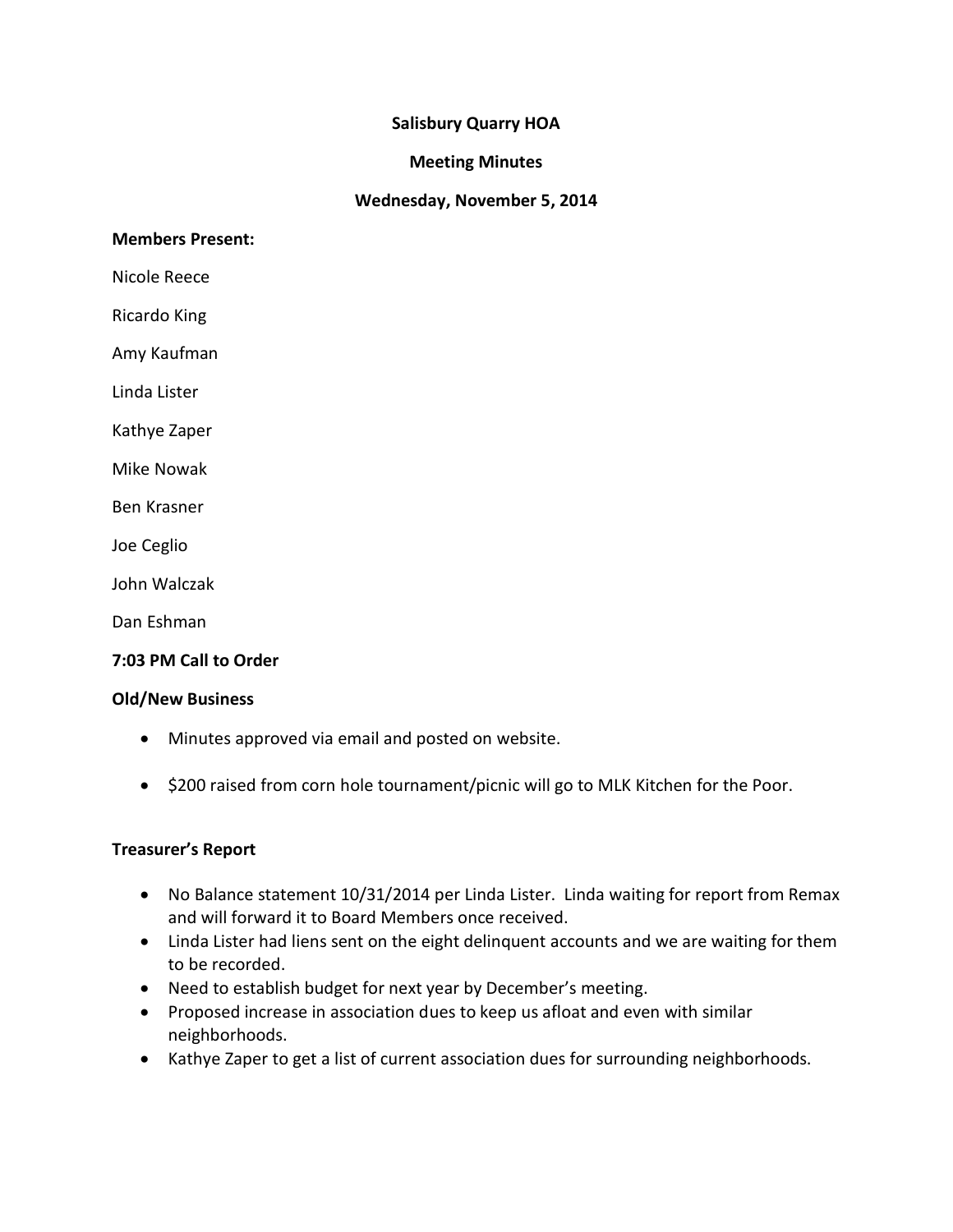# Salisbury Quarry HOA

## Meeting Minutes

### Wednesday, November 5, 2014

**Members Present:**

Nicole Reece

Ricardo King

Amy Kaufman

Linda Lister

Kathye Zaper

Mike Nowak

Ben Krasner

Joe Ceglio

John Walczak

Dan Eshman

**7:03 PM Call to Order**

**Old/New Business**

- Minutes approved via email and posted on website.
- $200 raised from corn hole tournament/picnic will go to MLK Kitchen for the Poor.

**Treasurer's Report**

- No Balance statement 10/31/2014 per Linda Lister. Linda waiting for report from Remax and will forward it to Board Members once received.
- Linda Lister had liens sent on the eight delinquent accounts and we are waiting for them to be recorded.
- Need to establish budget for next year by December's meeting.
- Proposed increase in association dues to keep us afloat and even with similar neighborhoods.
- Kathye Zaper to get a list of current association dues for surrounding neighborhoods.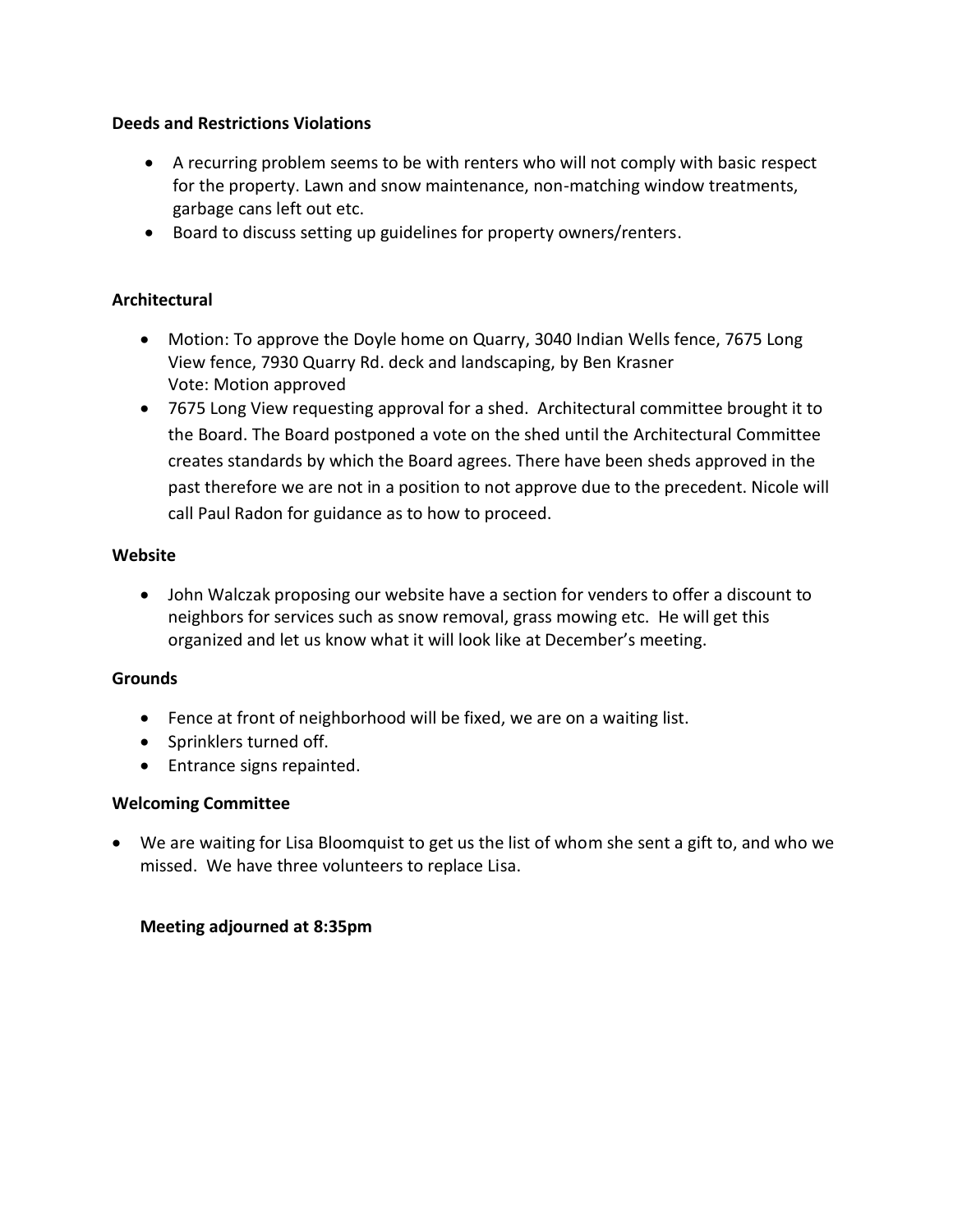**Deeds and Restrictions Violations**

- A recurring problem seems to be with renters who will not comply with basic respect for the property. Lawn and snow maintenance, non-matching window treatments, garbage cans left out etc.
- Board to discuss setting up guidelines for property owners/renters.

**Architectural**

- Motion: To approve the Doyle home on Quarry, 3040 Indian Wells fence, 7675 Long View fence, 7930 Quarry Rd. deck and landscaping, by Ben Krasner
  Vote: Motion approved
- 7675 Long View requesting approval for a shed. Architectural committee brought it to the Board. The Board postponed a vote on the shed until the Architectural Committee creates standards by which the Board agrees. There have been sheds approved in the past therefore we are not in a position to not approve due to the precedent. Nicole will call Paul Radon for guidance as to how to proceed.

**Website**

- John Walczak proposing our website have a section for venders to offer a discount to neighbors for services such as snow removal, grass mowing etc. He will get this organized and let us know what it will look like at December's meeting.

**Grounds**

- Fence at front of neighborhood will be fixed, we are on a waiting list.
- Sprinklers turned off.
- Entrance signs repainted.

**Welcoming Committee**

- We are waiting for Lisa Bloomquist to get us the list of whom she sent a gift to, and who we missed. We have three volunteers to replace Lisa.

**Meeting adjourned at 8:35pm**